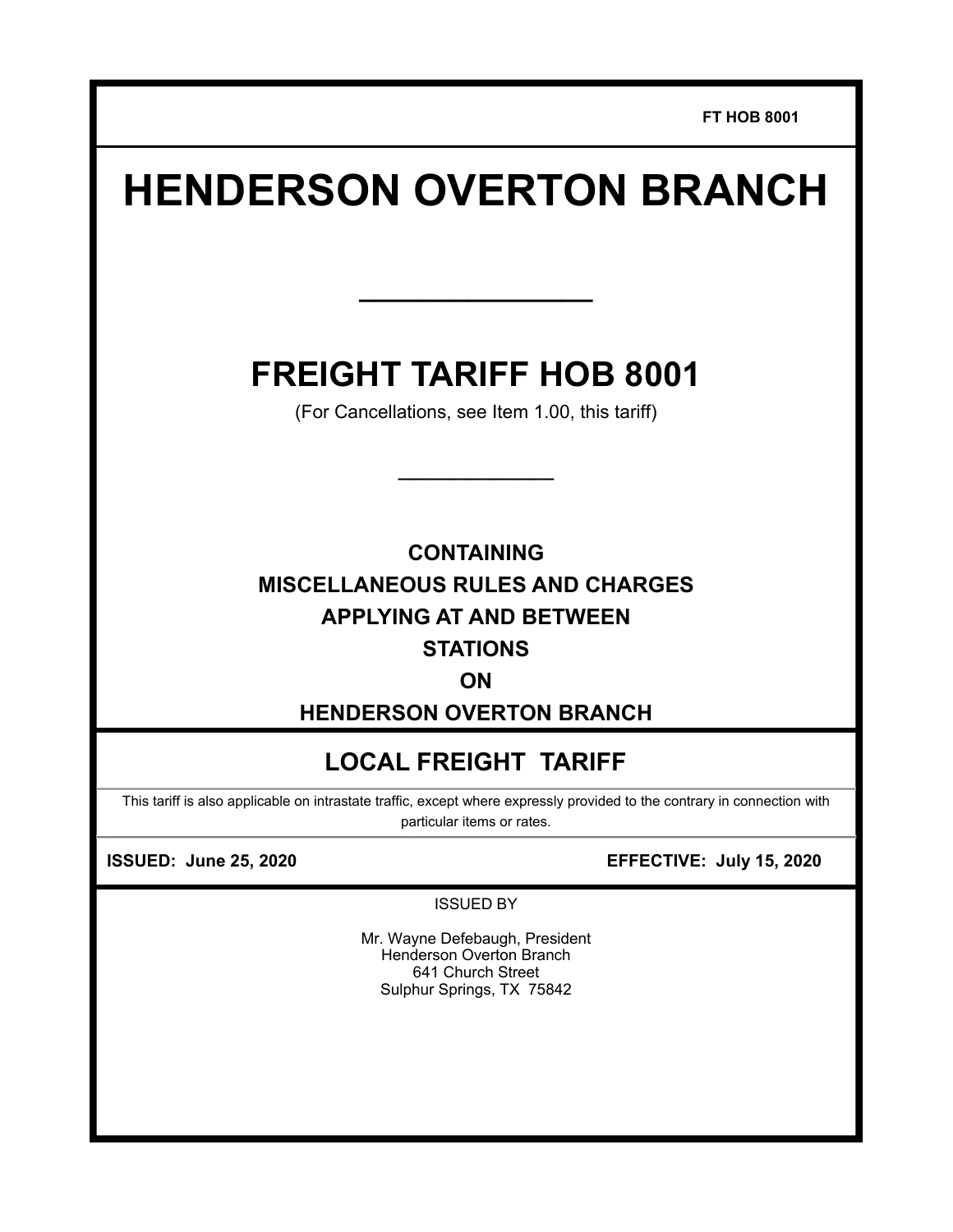FT HOB 8001

# HENDERSON OVERTON BRANCH

---

## FREIGHT TARIFF HOB 8001

(For Cancellations, see Item 1.00, this tariff)

---

**CONTAINING**
**MISCELLANEOUS RULES AND CHARGES**
**APPLYING AT AND BETWEEN**
**STATIONS**
**ON**
**HENDERSON OVERTON BRANCH**

## LOCAL FREIGHT TARIFF

This tariff is also applicable on intrastate traffic, except where expressly provided to the contrary in connection with particular items or rates.

**ISSUED: June 25, 2020** **EFFECTIVE: July 15, 2020**

ISSUED BY

Mr. Wayne Defebaugh, President
Henderson Overton Branch
641 Church Street
Sulphur Springs, TX 75842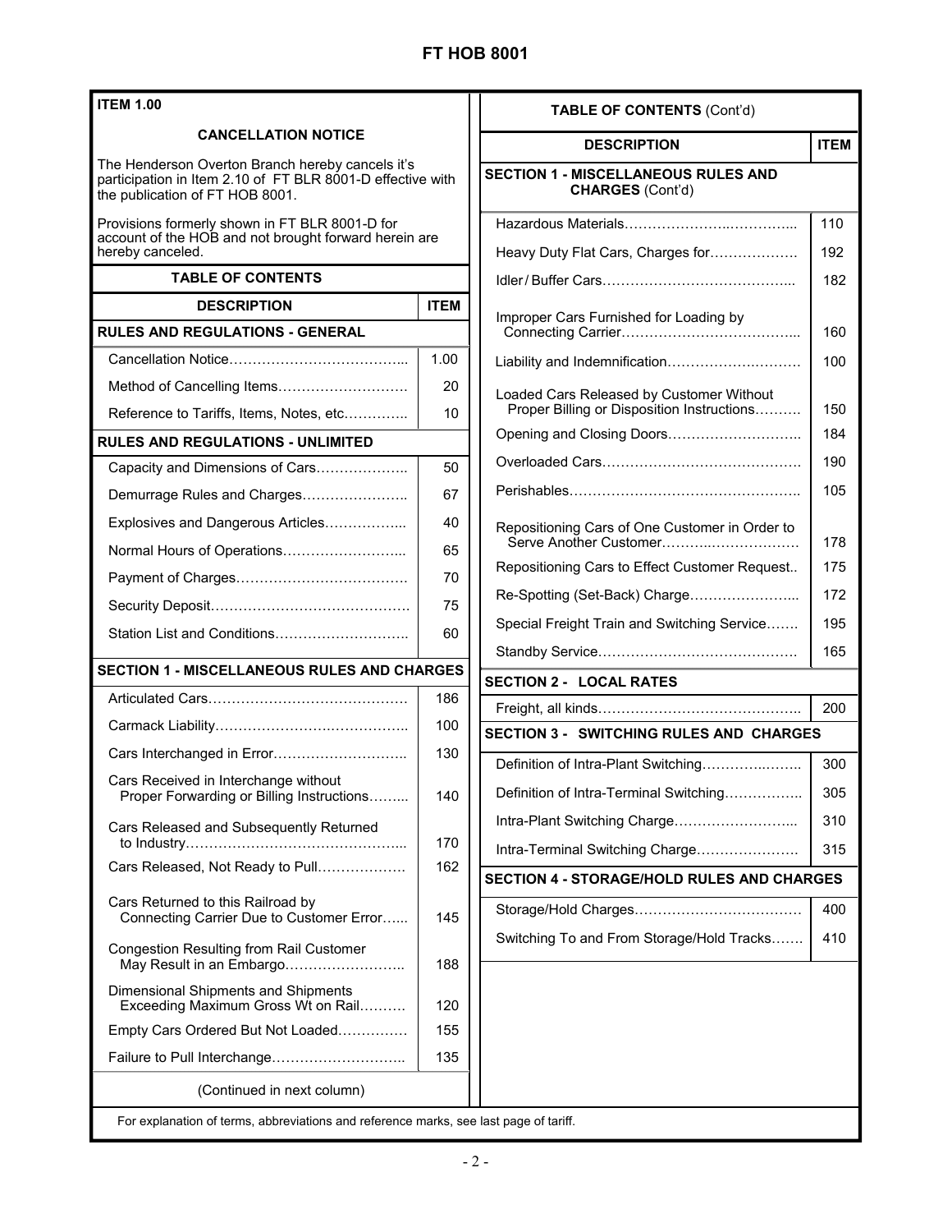## ITEM 1.00

### CANCELLATION NOTICE

The Henderson Overton Branch hereby cancels it's participation in Item 2.10 of FT BLR 8001-D effective with the publication of FT HOB 8001.

Provisions formerly shown in FT BLR 8001-D for account of the HOB and not brought forward herein are hereby canceled.

### TABLE OF CONTENTS

| DESCRIPTION | ITEM |
|---|---|
| **RULES AND REGULATIONS - GENERAL** | |
| Cancellation Notice | 1.00 |
| Method of Cancelling Items | 20 |
| Reference to Tariffs, Items, Notes, etc | 10 |
| **RULES AND REGULATIONS - UNLIMITED** | |
| Capacity and Dimensions of Cars | 50 |
| Demurrage Rules and Charges | 67 |
| Explosives and Dangerous Articles | 40 |
| Normal Hours of Operations | 65 |
| Payment of Charges | 70 |
| Security Deposit | 75 |
| Station List and Conditions | 60 |
| **SECTION 1 - MISCELLANEOUS RULES AND CHARGES** | |
| Articulated Cars | 186 |
| Carmack Liability | 100 |
| Cars Interchanged in Error | 130 |
| Cars Received in Interchange without Proper Forwarding or Billing Instructions | 140 |
| Cars Released and Subsequently Returned to Industry | 170 |
| Cars Released, Not Ready to Pull | 162 |
| Cars Returned to this Railroad by Connecting Carrier Due to Customer Error | 145 |
| Congestion Resulting from Rail Customer May Result in an Embargo | 188 |
| Dimensional Shipments and Shipments Exceeding Maximum Gross Wt on Rail | 120 |
| Empty Cars Ordered But Not Loaded | 155 |
| Failure to Pull Interchange | 135 |

(Continued in next column)

### TABLE OF CONTENTS (Cont'd)

| DESCRIPTION | ITEM |
|---|---|
| **SECTION 1 - MISCELLANEOUS RULES AND CHARGES** (Cont'd) | |
| Hazardous Materials | 110 |
| Heavy Duty Flat Cars, Charges for | 192 |
| Idler / Buffer Cars | 182 |
| Improper Cars Furnished for Loading by Connecting Carrier | 160 |
| Liability and Indemnification | 100 |
| Loaded Cars Released by Customer Without Proper Billing or Disposition Instructions | 150 |
| Opening and Closing Doors | 184 |
| Overloaded Cars | 190 |
| Perishables | 105 |
| Repositioning Cars of One Customer in Order to Serve Another Customer | 178 |
| Repositioning Cars to Effect Customer Request | 175 |
| Re-Spotting (Set-Back) Charge | 172 |
| Special Freight Train and Switching Service | 195 |
| Standby Service | 165 |
| **SECTION 2 - LOCAL RATES** | |
| Freight, all kinds | 200 |
| **SECTION 3 - SWITCHING RULES AND CHARGES** | |
| Definition of Intra-Plant Switching | 300 |
| Definition of Intra-Terminal Switching | 305 |
| Intra-Plant Switching Charge | 310 |
| Intra-Terminal Switching Charge | 315 |
| **SECTION 4 - STORAGE/HOLD RULES AND CHARGES** | |
| Storage/Hold Charges | 400 |
| Switching To and From Storage/Hold Tracks | 410 |

For explanation of terms, abbreviations and reference marks, see last page of tariff.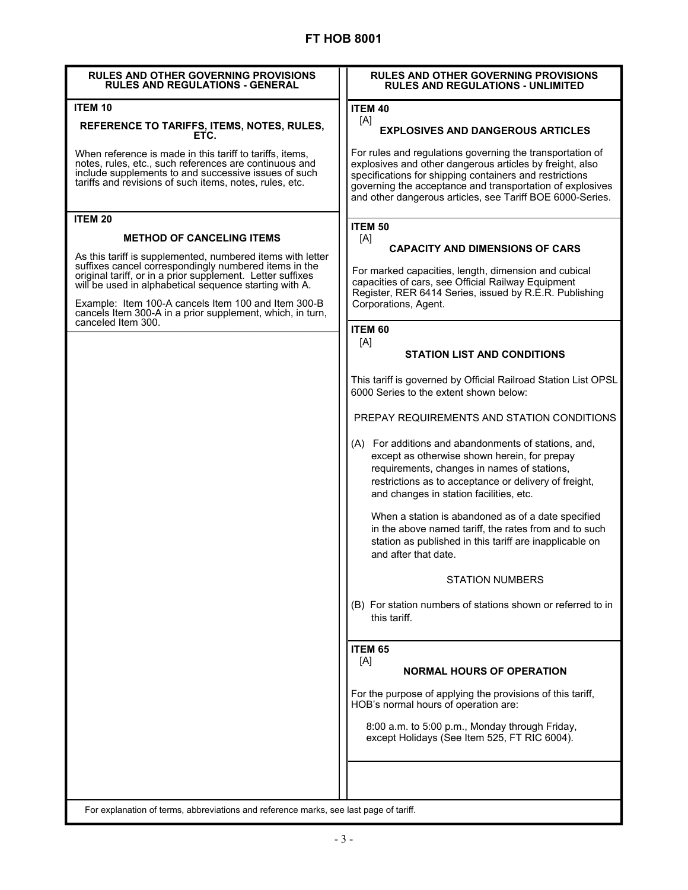## RULES AND OTHER GOVERNING PROVISIONS
## RULES AND REGULATIONS - GENERAL

**ITEM 10**

### REFERENCE TO TARIFFS, ITEMS, NOTES, RULES, ETC.

When reference is made in this tariff to tariffs, items, notes, rules, etc., such references are continuous and include supplements to and successive issues of such tariffs and revisions of such items, notes, rules, etc.

**ITEM 20**

### METHOD OF CANCELING ITEMS

As this tariff is supplemented, numbered items with letter suffixes cancel correspondingly numbered items in the original tariff, or in a prior supplement. Letter suffixes will be used in alphabetical sequence starting with A.

Example: Item 100-A cancels Item 100 and Item 300-B cancels Item 300-A in a prior supplement, which, in turn, canceled Item 300.

## RULES AND OTHER GOVERNING PROVISIONS
## RULES AND REGULATIONS - UNLIMITED

**ITEM 40**

[A]

### EXPLOSIVES AND DANGEROUS ARTICLES

For rules and regulations governing the transportation of explosives and other dangerous articles by freight, also specifications for shipping containers and restrictions governing the acceptance and transportation of explosives and other dangerous articles, see Tariff BOE 6000-Series.

**ITEM 50**

[A]

### CAPACITY AND DIMENSIONS OF CARS

For marked capacities, length, dimension and cubical capacities of cars, see Official Railway Equipment Register, RER 6414 Series, issued by R.E.R. Publishing Corporations, Agent.

**ITEM 60**

[A]

### STATION LIST AND CONDITIONS

This tariff is governed by Official Railroad Station List OPSL 6000 Series to the extent shown below:

PREPAY REQUIREMENTS AND STATION CONDITIONS

(A) For additions and abandonments of stations, and, except as otherwise shown herein, for prepay requirements, changes in names of stations, restrictions as to acceptance or delivery of freight, and changes in station facilities, etc.

When a station is abandoned as of a date specified in the above named tariff, the rates from and to such station as published in this tariff are inapplicable on and after that date.

STATION NUMBERS

(B) For station numbers of stations shown or referred to in this tariff.

**ITEM 65**

[A]

### NORMAL HOURS OF OPERATION

For the purpose of applying the provisions of this tariff, HOB's normal hours of operation are:

8:00 a.m. to 5:00 p.m., Monday through Friday, except Holidays (See Item 525, FT RIC 6004).

For explanation of terms, abbreviations and reference marks, see last page of tariff.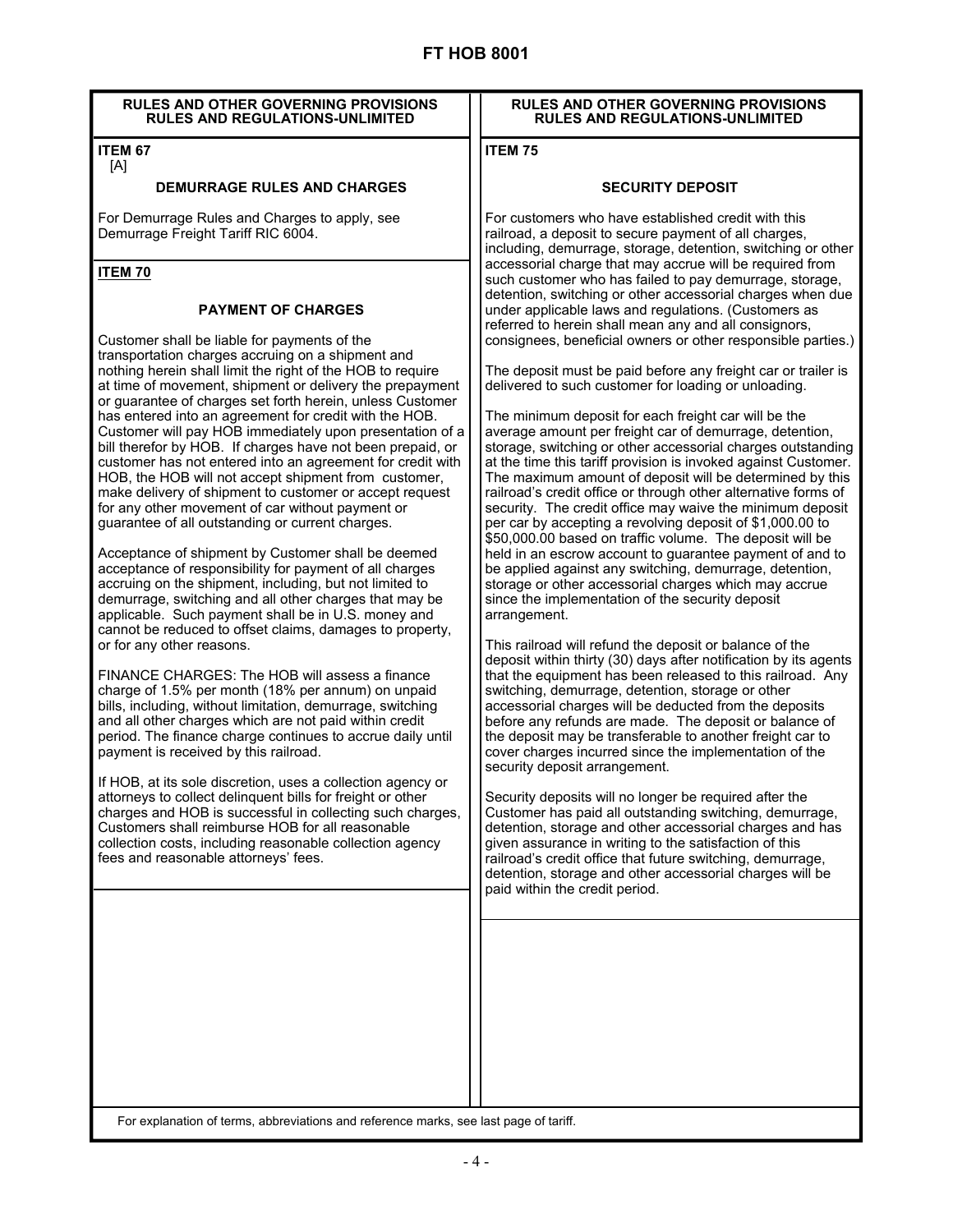# FT HOB 8001

## RULES AND OTHER GOVERNING PROVISIONS RULES AND REGULATIONS-UNLIMITED

### ITEM 67
[A]

**DEMURRAGE RULES AND CHARGES**

For Demurrage Rules and Charges to apply, see Demurrage Freight Tariff RIC 6004.

### ITEM 70

**PAYMENT OF CHARGES**

Customer shall be liable for payments of the transportation charges accruing on a shipment and nothing herein shall limit the right of the HOB to require at time of movement, shipment or delivery the prepayment or guarantee of charges set forth herein, unless Customer has entered into an agreement for credit with the HOB. Customer will pay HOB immediately upon presentation of a bill therefor by HOB. If charges have not been prepaid, or customer has not entered into an agreement for credit with HOB, the HOB will not accept shipment from customer, make delivery of shipment to customer or accept request for any other movement of car without payment or guarantee of all outstanding or current charges.

Acceptance of shipment by Customer shall be deemed acceptance of responsibility for payment of all charges accruing on the shipment, including, but not limited to demurrage, switching and all other charges that may be applicable. Such payment shall be in U.S. money and cannot be reduced to offset claims, damages to property, or for any other reasons.

FINANCE CHARGES: The HOB will assess a finance charge of 1.5% per month (18% per annum) on unpaid bills, including, without limitation, demurrage, switching and all other charges which are not paid within credit period. The finance charge continues to accrue daily until payment is received by this railroad.

If HOB, at its sole discretion, uses a collection agency or attorneys to collect delinquent bills for freight or other charges and HOB is successful in collecting such charges, Customers shall reimburse HOB for all reasonable collection costs, including reasonable collection agency fees and reasonable attorneys' fees.

## RULES AND OTHER GOVERNING PROVISIONS RULES AND REGULATIONS-UNLIMITED

### ITEM 75

**SECURITY DEPOSIT**

For customers who have established credit with this railroad, a deposit to secure payment of all charges, including, demurrage, storage, detention, switching or other accessorial charge that may accrue will be required from such customer who has failed to pay demurrage, storage, detention, switching or other accessorial charges when due under applicable laws and regulations. (Customers as referred to herein shall mean any and all consignors, consignees, beneficial owners or other responsible parties.)

The deposit must be paid before any freight car or trailer is delivered to such customer for loading or unloading.

The minimum deposit for each freight car will be the average amount per freight car of demurrage, detention, storage, switching or other accessorial charges outstanding at the time this tariff provision is invoked against Customer. The maximum amount of deposit will be determined by this railroad's credit office or through other alternative forms of security. The credit office may waive the minimum deposit per car by accepting a revolving deposit of $1,000.00 to $50,000.00 based on traffic volume. The deposit will be held in an escrow account to guarantee payment of and to be applied against any switching, demurrage, detention, storage or other accessorial charges which may accrue since the implementation of the security deposit arrangement.

This railroad will refund the deposit or balance of the deposit within thirty (30) days after notification by its agents that the equipment has been released to this railroad. Any switching, demurrage, detention, storage or other accessorial charges will be deducted from the deposits before any refunds are made. The deposit or balance of the deposit may be transferable to another freight car to cover charges incurred since the implementation of the security deposit arrangement.

Security deposits will no longer be required after the Customer has paid all outstanding switching, demurrage, detention, storage and other accessorial charges and has given assurance in writing to the satisfaction of this railroad's credit office that future switching, demurrage, detention, storage and other accessorial charges will be paid within the credit period.

For explanation of terms, abbreviations and reference marks, see last page of tariff.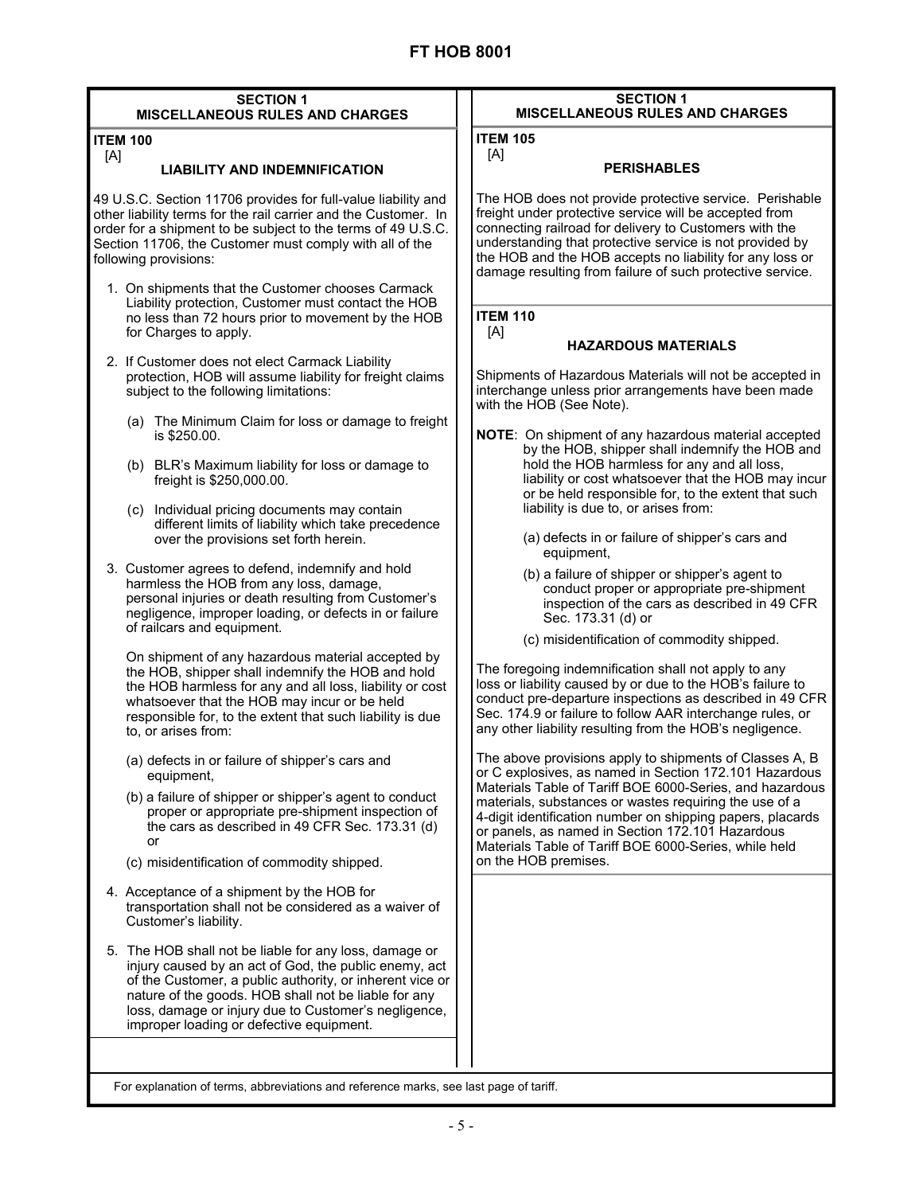# FT HOB 8001

## SECTION 1
## MISCELLANEOUS RULES AND CHARGES

**ITEM 100**
[A]

### LIABILITY AND INDEMNIFICATION

49 U.S.C. Section 11706 provides for full-value liability and other liability terms for the rail carrier and the Customer. In order for a shipment to be subject to the terms of 49 U.S.C. Section 11706, the Customer must comply with all of the following provisions:

1. On shipments that the Customer chooses Carmack Liability protection, Customer must contact the HOB no less than 72 hours prior to movement by the HOB for Charges to apply.

2. If Customer does not elect Carmack Liability protection, HOB will assume liability for freight claims subject to the following limitations:

   (a) The Minimum Claim for loss or damage to freight is $250.00.

   (b) BLR's Maximum liability for loss or damage to freight is $250,000.00.

   (c) Individual pricing documents may contain different limits of liability which take precedence over the provisions set forth herein.

3. Customer agrees to defend, indemnify and hold harmless the HOB from any loss, damage, personal injuries or death resulting from Customer's negligence, improper loading, or defects in or failure of railcars and equipment.

   On shipment of any hazardous material accepted by the HOB, shipper shall indemnify the HOB and hold the HOB harmless for any and all loss, liability or cost whatsoever that the HOB may incur or be held responsible for, to the extent that such liability is due to, or arises from:

   (a) defects in or failure of shipper's cars and equipment,

   (b) a failure of shipper or shipper's agent to conduct proper or appropriate pre-shipment inspection of the cars as described in 49 CFR Sec. 173.31 (d) or

   (c) misidentification of commodity shipped.

4. Acceptance of a shipment by the HOB for transportation shall not be considered as a waiver of Customer's liability.

5. The HOB shall not be liable for any loss, damage or injury caused by an act of God, the public enemy, act of the Customer, a public authority, or inherent vice or nature of the goods. HOB shall not be liable for any loss, damage or injury due to Customer's negligence, improper loading or defective equipment.

**ITEM 105**
[A]

### PERISHABLES

The HOB does not provide protective service. Perishable freight under protective service will be accepted from connecting railroad for delivery to Customers with the understanding that protective service is not provided by the HOB and the HOB accepts no liability for any loss or damage resulting from failure of such protective service.

**ITEM 110**
[A]

### HAZARDOUS MATERIALS

Shipments of Hazardous Materials will not be accepted in interchange unless prior arrangements have been made with the HOB (See Note).

**NOTE**: On shipment of any hazardous material accepted by the HOB, shipper shall indemnify the HOB and hold the HOB harmless for any and all loss, liability or cost whatsoever that the HOB may incur or be held responsible for, to the extent that such liability is due to, or arises from:

(a) defects in or failure of shipper's cars and equipment,

(b) a failure of shipper or shipper's agent to conduct proper or appropriate pre-shipment inspection of the cars as described in 49 CFR Sec. 173.31 (d) or

(c) misidentification of commodity shipped.

The foregoing indemnification shall not apply to any loss or liability caused by or due to the HOB's failure to conduct pre-departure inspections as described in 49 CFR Sec. 174.9 or failure to follow AAR interchange rules, or any other liability resulting from the HOB's negligence.

The above provisions apply to shipments of Classes A, B or C explosives, as named in Section 172.101 Hazardous Materials Table of Tariff BOE 6000-Series, and hazardous materials, substances or wastes requiring the use of a 4-digit identification number on shipping papers, placards or panels, as named in Section 172.101 Hazardous Materials Table of Tariff BOE 6000-Series, while held on the HOB premises.

For explanation of terms, abbreviations and reference marks, see last page of tariff.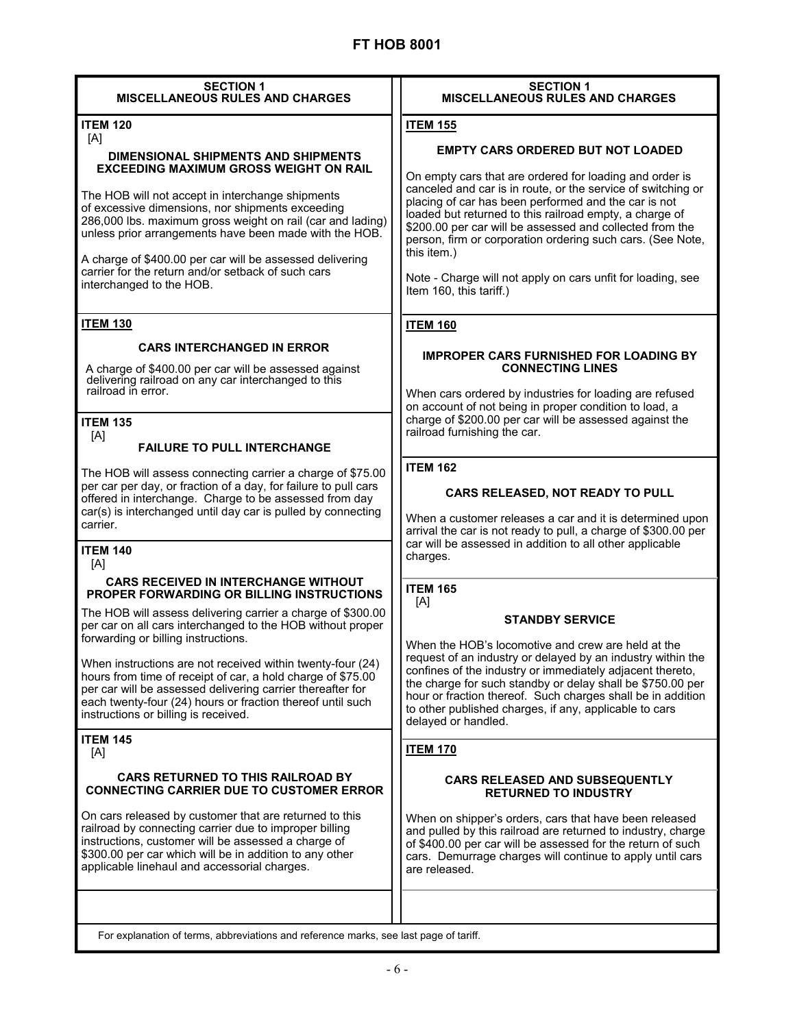# FT HOB 8001

## SECTION 1 MISCELLANEOUS RULES AND CHARGES

**ITEM 120**
[A]

**DIMENSIONAL SHIPMENTS AND SHIPMENTS EXCEEDING MAXIMUM GROSS WEIGHT ON RAIL**

The HOB will not accept in interchange shipments of excessive dimensions, nor shipments exceeding 286,000 lbs. maximum gross weight on rail (car and lading) unless prior arrangements have been made with the HOB.

A charge of $400.00 per car will be assessed delivering carrier for the return and/or setback of such cars interchanged to the HOB.

**ITEM 130**

**CARS INTERCHANGED IN ERROR**

A charge of $400.00 per car will be assessed against delivering railroad on any car interchanged to this railroad in error.

**ITEM 135**
[A]

**FAILURE TO PULL INTERCHANGE**

The HOB will assess connecting carrier a charge of $75.00 per car per day, or fraction of a day, for failure to pull cars offered in interchange. Charge to be assessed from day car(s) is interchanged until day car is pulled by connecting carrier.

**ITEM 140**
[A]

**CARS RECEIVED IN INTERCHANGE WITHOUT PROPER FORWARDING OR BILLING INSTRUCTIONS**

The HOB will assess delivering carrier a charge of $300.00 per car on all cars interchanged to the HOB without proper forwarding or billing instructions.

When instructions are not received within twenty-four (24) hours from time of receipt of car, a hold charge of $75.00 per car will be assessed delivering carrier thereafter for each twenty-four (24) hours or fraction thereof until such instructions or billing is received.

**ITEM 145**
[A]

**CARS RETURNED TO THIS RAILROAD BY CONNECTING CARRIER DUE TO CUSTOMER ERROR**

On cars released by customer that are returned to this railroad by connecting carrier due to improper billing instructions, customer will be assessed a charge of $300.00 per car which will be in addition to any other applicable linehaul and accessorial charges.

**ITEM 155**

**EMPTY CARS ORDERED BUT NOT LOADED**

On empty cars that are ordered for loading and order is canceled and car is in route, or the service of switching or placing of car has been performed and the car is not loaded but returned to this railroad empty, a charge of $200.00 per car will be assessed and collected from the person, firm or corporation ordering such cars. (See Note, this item.)

Note - Charge will not apply on cars unfit for loading, see Item 160, this tariff.)

**ITEM 160**

**IMPROPER CARS FURNISHED FOR LOADING BY CONNECTING LINES**

When cars ordered by industries for loading are refused on account of not being in proper condition to load, a charge of $200.00 per car will be assessed against the railroad furnishing the car.

**ITEM 162**

**CARS RELEASED, NOT READY TO PULL**

When a customer releases a car and it is determined upon arrival the car is not ready to pull, a charge of $300.00 per car will be assessed in addition to all other applicable charges.

**ITEM 165**
[A]

**STANDBY SERVICE**

When the HOB's locomotive and crew are held at the request of an industry or delayed by an industry within the confines of the industry or immediately adjacent thereto, the charge for such standby or delay shall be $750.00 per hour or fraction thereof. Such charges shall be in addition to other published charges, if any, applicable to cars delayed or handled.

**ITEM 170**

**CARS RELEASED AND SUBSEQUENTLY RETURNED TO INDUSTRY**

When on shipper's orders, cars that have been released and pulled by this railroad are returned to industry, charge of $400.00 per car will be assessed for the return of such cars. Demurrage charges will continue to apply until cars are released.

For explanation of terms, abbreviations and reference marks, see last page of tariff.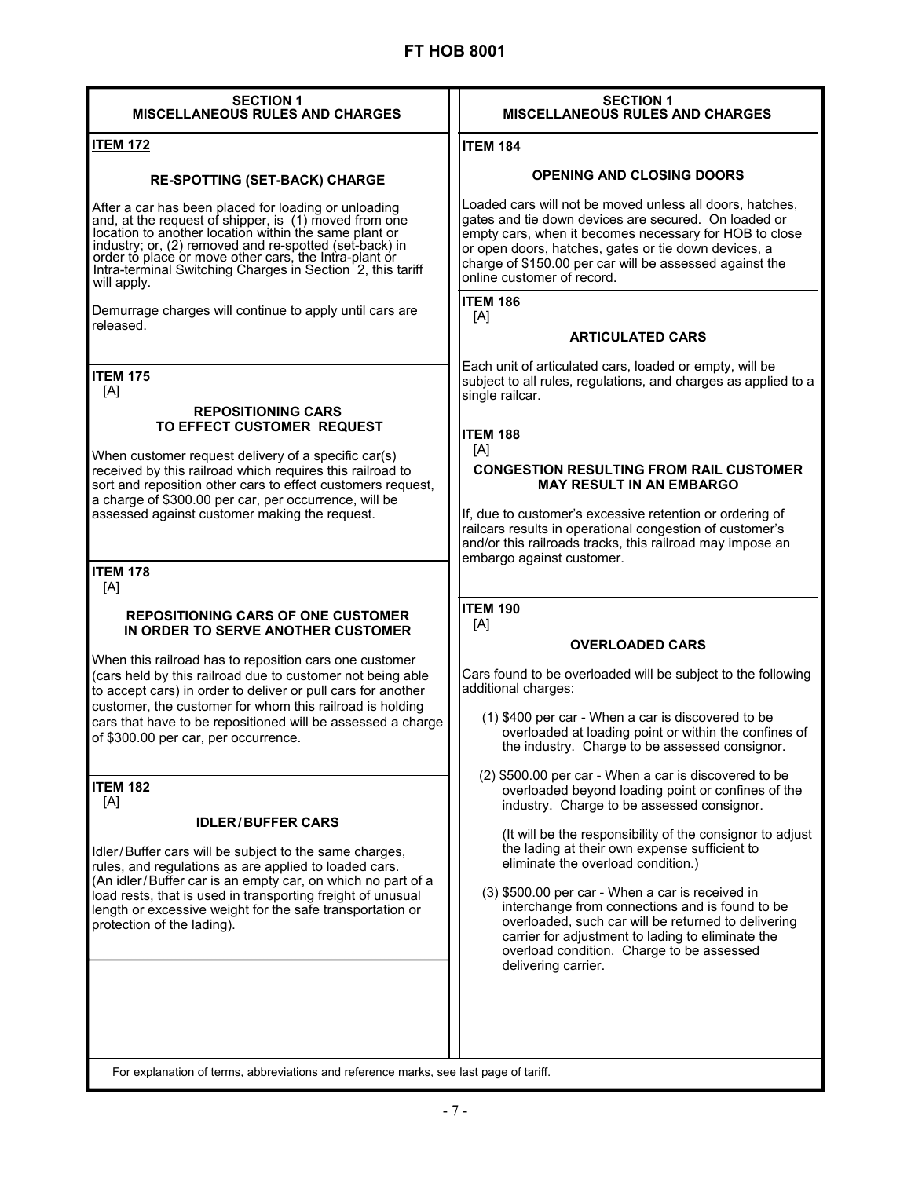## SECTION 1
## MISCELLANEOUS RULES AND CHARGES

### ITEM 172

**RE-SPOTTING (SET-BACK) CHARGE**

After a car has been placed for loading or unloading and, at the request of shipper, is (1) moved from one location to another location within the same plant or industry; or, (2) removed and re-spotted (set-back) in order to place or move other cars, the Intra-plant or Intra-terminal Switching Charges in Section 2, this tariff will apply.

Demurrage charges will continue to apply until cars are released.

### ITEM 175
[A]

**REPOSITIONING CARS TO EFFECT CUSTOMER REQUEST**

When customer request delivery of a specific car(s) received by this railroad which requires this railroad to sort and reposition other cars to effect customers request, a charge of $300.00 per car, per occurrence, will be assessed against customer making the request.

### ITEM 178
[A]

**REPOSITIONING CARS OF ONE CUSTOMER IN ORDER TO SERVE ANOTHER CUSTOMER**

When this railroad has to reposition cars one customer (cars held by this railroad due to customer not being able to accept cars) in order to deliver or pull cars for another customer, the customer for whom this railroad is holding cars that have to be repositioned will be assessed a charge of $300.00 per car, per occurrence.

### ITEM 182
[A]

**IDLER/BUFFER CARS**

Idler/Buffer cars will be subject to the same charges, rules, and regulations as are applied to loaded cars. (An idler/Buffer car is an empty car, on which no part of a load rests, that is used in transporting freight of unusual length or excessive weight for the safe transportation or protection of the lading).

### ITEM 184

**OPENING AND CLOSING DOORS**

Loaded cars will not be moved unless all doors, hatches, gates and tie down devices are secured. On loaded or empty cars, when it becomes necessary for HOB to close or open doors, hatches, gates or tie down devices, a charge of $150.00 per car will be assessed against the online customer of record.

### ITEM 186
[A]

**ARTICULATED CARS**

Each unit of articulated cars, loaded or empty, will be subject to all rules, regulations, and charges as applied to a single railcar.

### ITEM 188
[A]

**CONGESTION RESULTING FROM RAIL CUSTOMER MAY RESULT IN AN EMBARGO**

If, due to customer's excessive retention or ordering of railcars results in operational congestion of customer's and/or this railroads tracks, this railroad may impose an embargo against customer.

### ITEM 190
[A]

**OVERLOADED CARS**

Cars found to be overloaded will be subject to the following additional charges:

(1) $400 per car - When a car is discovered to be overloaded at loading point or within the confines of the industry. Charge to be assessed consignor.

(2) $500.00 per car - When a car is discovered to be overloaded beyond loading point or confines of the industry. Charge to be assessed consignor.

(It will be the responsibility of the consignor to adjust the lading at their own expense sufficient to eliminate the overload condition.)

(3) $500.00 per car - When a car is received in interchange from connections and is found to be overloaded, such car will be returned to delivering carrier for adjustment to lading to eliminate the overload condition. Charge to be assessed delivering carrier.

For explanation of terms, abbreviations and reference marks, see last page of tariff.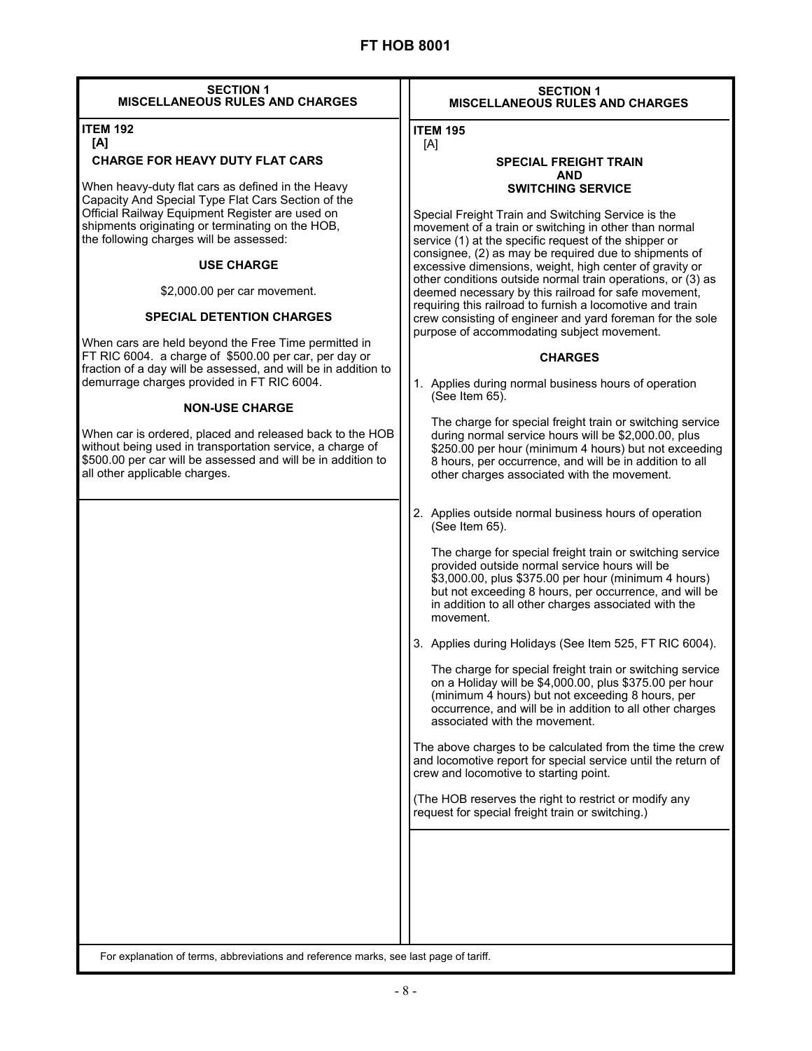## SECTION 1
## MISCELLANEOUS RULES AND CHARGES

**ITEM 192**
**[A]**

### CHARGE FOR HEAVY DUTY FLAT CARS

When heavy-duty flat cars as defined in the Heavy Capacity And Special Type Flat Cars Section of the Official Railway Equipment Register are used on shipments originating or terminating on the HOB, the following charges will be assessed:

**USE CHARGE**

$2,000.00 per car movement.

**SPECIAL DETENTION CHARGES**

When cars are held beyond the Free Time permitted in FT RIC 6004. a charge of $500.00 per car, per day or fraction of a day will be assessed, and will be in addition to demurrage charges provided in FT RIC 6004.

**NON-USE CHARGE**

When car is ordered, placed and released back to the HOB without being used in transportation service, a charge of $500.00 per car will be assessed and will be in addition to all other applicable charges.

## SECTION 1
## MISCELLANEOUS RULES AND CHARGES

**ITEM 195**
[A]

### SPECIAL FREIGHT TRAIN AND SWITCHING SERVICE

Special Freight Train and Switching Service is the movement of a train or switching in other than normal service (1) at the specific request of the shipper or consignee, (2) as may be required due to shipments of excessive dimensions, weight, high center of gravity or other conditions outside normal train operations, or (3) as deemed necessary by this railroad for safe movement, requiring this railroad to furnish a locomotive and train crew consisting of engineer and yard foreman for the sole purpose of accommodating subject movement.

**CHARGES**

1. Applies during normal business hours of operation (See Item 65).

   The charge for special freight train or switching service during normal service hours will be $2,000.00, plus $250.00 per hour (minimum 4 hours) but not exceeding 8 hours, per occurrence, and will be in addition to all other charges associated with the movement.

2. Applies outside normal business hours of operation (See Item 65).

   The charge for special freight train or switching service provided outside normal service hours will be $3,000.00, plus $375.00 per hour (minimum 4 hours) but not exceeding 8 hours, per occurrence, and will be in addition to all other charges associated with the movement.

3. Applies during Holidays (See Item 525, FT RIC 6004).

   The charge for special freight train or switching service on a Holiday will be $4,000.00, plus $375.00 per hour (minimum 4 hours) but not exceeding 8 hours, per occurrence, and will be in addition to all other charges associated with the movement.

The above charges to be calculated from the time the crew and locomotive report for special service until the return of crew and locomotive to starting point.

(The HOB reserves the right to restrict or modify any request for special freight train or switching.)

For explanation of terms, abbreviations and reference marks, see last page of tariff.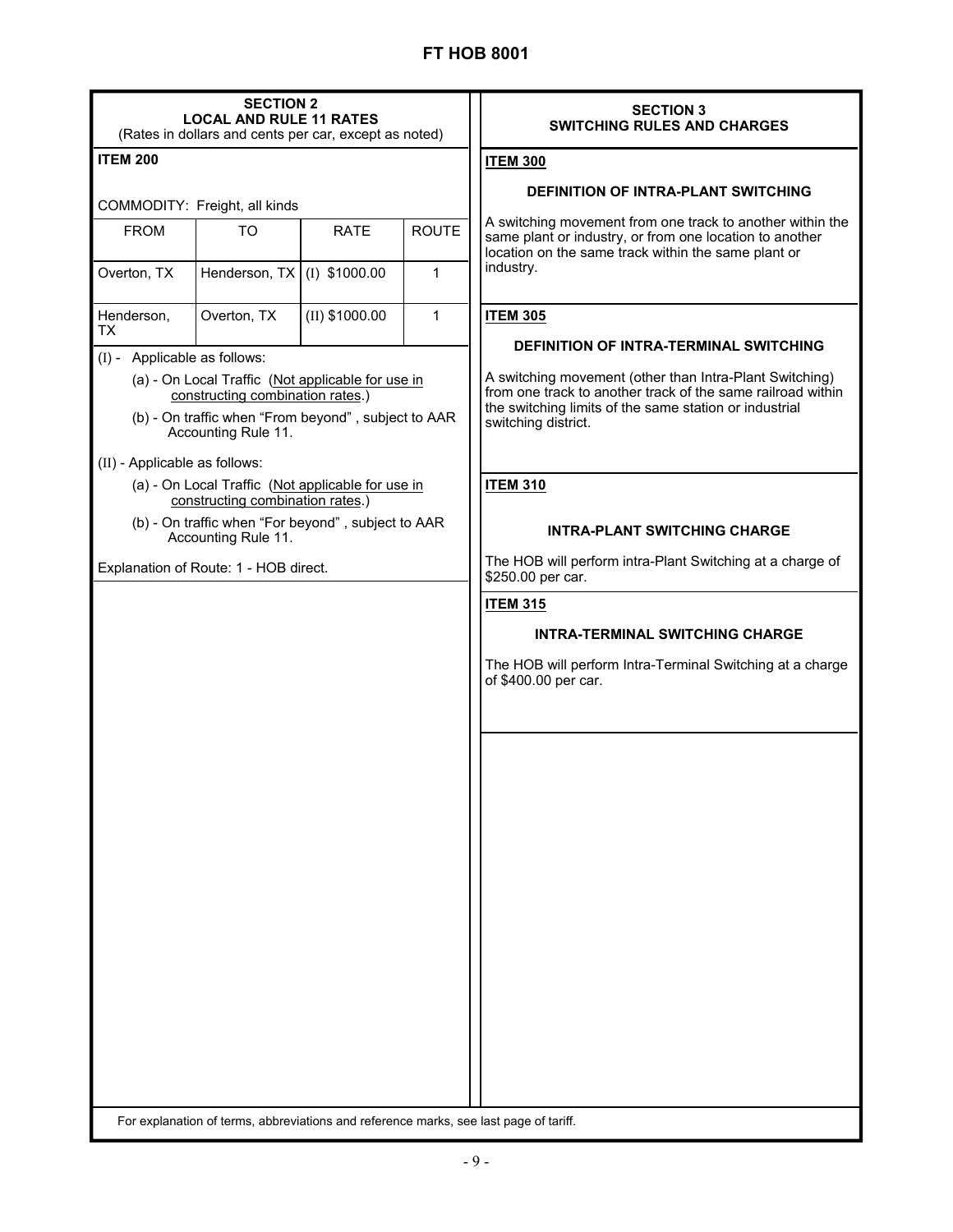## SECTION 2
### LOCAL AND RULE 11 RATES
(Rates in dollars and cents per car, except as noted)

**ITEM 200**

COMMODITY: Freight, all kinds

| FROM | TO | RATE | ROUTE |
|---|---|---|---|
| Overton, TX | Henderson, TX | (I) $1000.00 | 1 |
| Henderson, TX | Overton, TX | (II) $1000.00 | 1 |

(I) - Applicable as follows:

- (a) - On Local Traffic (Not applicable for use in constructing combination rates.)
- (b) - On traffic when "From beyond", subject to AAR Accounting Rule 11.

(II) - Applicable as follows:

- (a) - On Local Traffic (Not applicable for use in constructing combination rates.)
- (b) - On traffic when "For beyond", subject to AAR Accounting Rule 11.

Explanation of Route: 1 - HOB direct.

## SECTION 3
### SWITCHING RULES AND CHARGES

**ITEM 300**

**DEFINITION OF INTRA-PLANT SWITCHING**

A switching movement from one track to another within the same plant or industry, or from one location to another location on the same track within the same plant or industry.

**ITEM 305**

**DEFINITION OF INTRA-TERMINAL SWITCHING**

A switching movement (other than Intra-Plant Switching) from one track to another track of the same railroad within the switching limits of the same station or industrial switching district.

**ITEM 310**

**INTRA-PLANT SWITCHING CHARGE**

The HOB will perform intra-Plant Switching at a charge of $250.00 per car.

**ITEM 315**

**INTRA-TERMINAL SWITCHING CHARGE**

The HOB will perform Intra-Terminal Switching at a charge of $400.00 per car.

For explanation of terms, abbreviations and reference marks, see last page of tariff.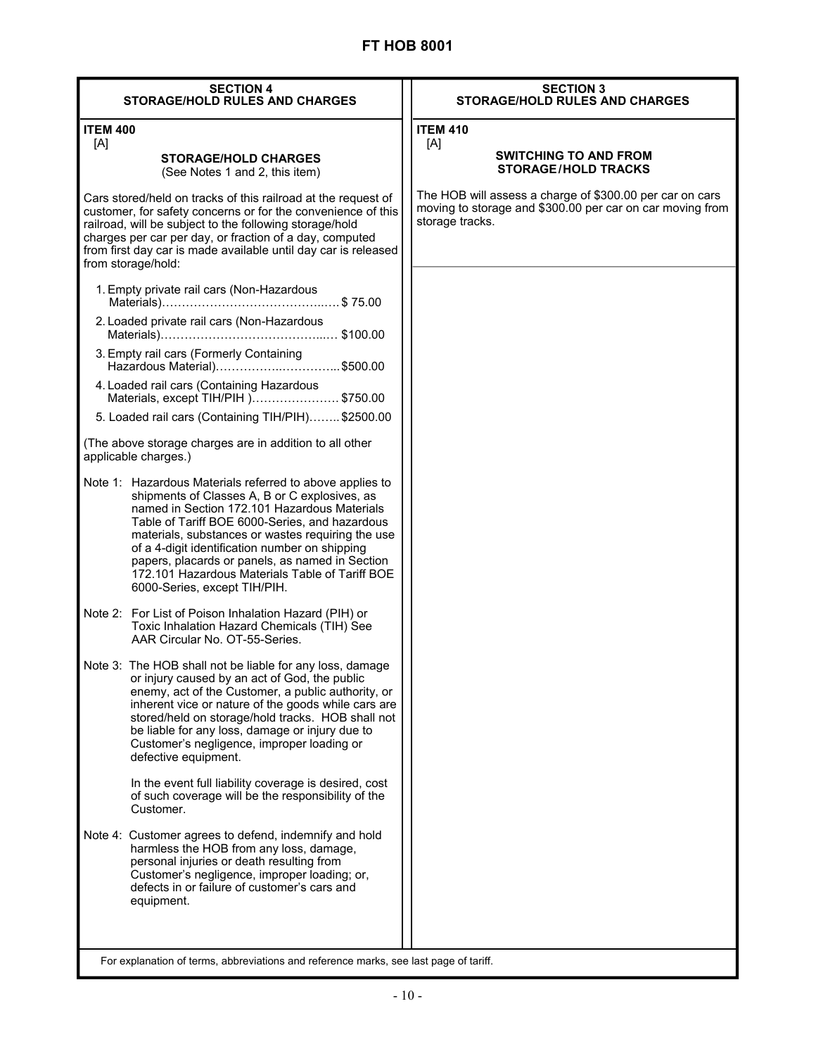## SECTION 4
## STORAGE/HOLD RULES AND CHARGES

**ITEM 400**
[A]

### STORAGE/HOLD CHARGES
(See Notes 1 and 2, this item)

Cars stored/held on tracks of this railroad at the request of customer, for safety concerns or for the convenience of this railroad, will be subject to the following storage/hold charges per car per day, or fraction of a day, computed from first day car is made available until day car is released from storage/hold:

1. Empty private rail cars (Non-Hazardous Materials)……………………………………..…. $ 75.00
2. Loaded private rail cars (Non-Hazardous Materials)……………………………………..…. $100.00
3. Empty rail cars (Formerly Containing Hazardous Material)……………..…………... $500.00
4. Loaded rail cars (Containing Hazardous Materials, except TIH/PIH )…………………. $750.00
5. Loaded rail cars (Containing TIH/PIH)…….. $2500.00

(The above storage charges are in addition to all other applicable charges.)

Note 1: Hazardous Materials referred to above applies to shipments of Classes A, B or C explosives, as named in Section 172.101 Hazardous Materials Table of Tariff BOE 6000-Series, and hazardous materials, substances or wastes requiring the use of a 4-digit identification number on shipping papers, placards or panels, as named in Section 172.101 Hazardous Materials Table of Tariff BOE 6000-Series, except TIH/PIH.

Note 2: For List of Poison Inhalation Hazard (PIH) or Toxic Inhalation Hazard Chemicals (TIH) See AAR Circular No. OT-55-Series.

Note 3: The HOB shall not be liable for any loss, damage or injury caused by an act of God, the public enemy, act of the Customer, a public authority, or inherent vice or nature of the goods while cars are stored/held on storage/hold tracks. HOB shall not be liable for any loss, damage or injury due to Customer's negligence, improper loading or defective equipment.

In the event full liability coverage is desired, cost of such coverage will be the responsibility of the Customer.

Note 4: Customer agrees to defend, indemnify and hold harmless the HOB from any loss, damage, personal injuries or death resulting from Customer's negligence, improper loading; or, defects in or failure of customer's cars and equipment.

## SECTION 3
## STORAGE/HOLD RULES AND CHARGES

**ITEM 410**
[A]

### SWITCHING TO AND FROM STORAGE/HOLD TRACKS

The HOB will assess a charge of $300.00 per car on cars moving to storage and $300.00 per car on car moving from storage tracks.

For explanation of terms, abbreviations and reference marks, see last page of tariff.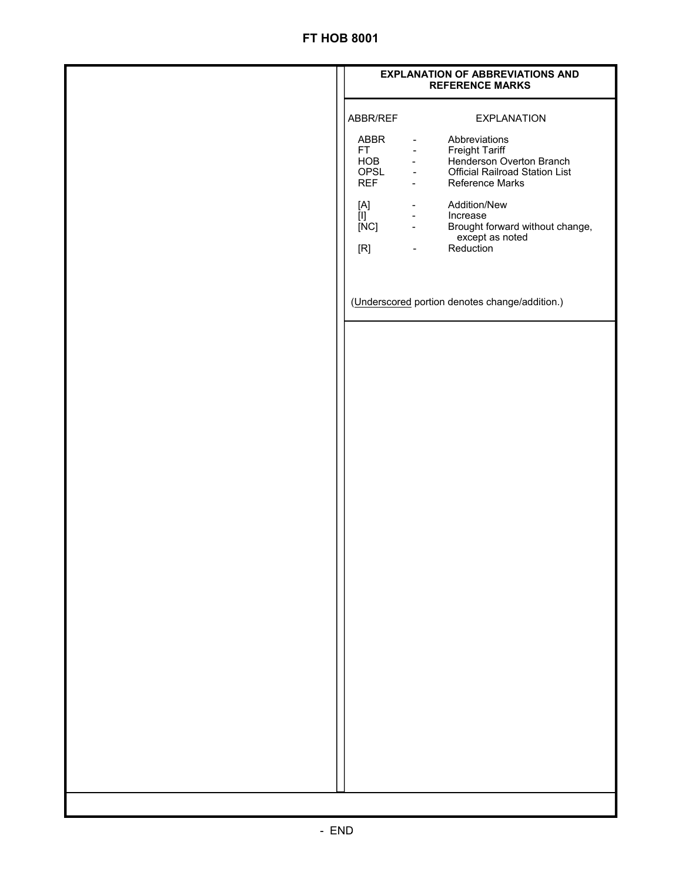## EXPLANATION OF ABBREVIATIONS AND REFERENCE MARKS

| ABBR/REF | | EXPLANATION |
|---|---|---|
| ABBR | - | Abbreviations |
| FT | - | Freight Tariff |
| HOB | - | Henderson Overton Branch |
| OPSL | - | Official Railroad Station List |
| REF | - | Reference Marks |
| [A] | - | Addition/New |
| [I] | - | Increase |
| [NC] | - | Brought forward without change, except as noted |
| [R] | - | Reduction |

(Underscored portion denotes change/addition.)

- END